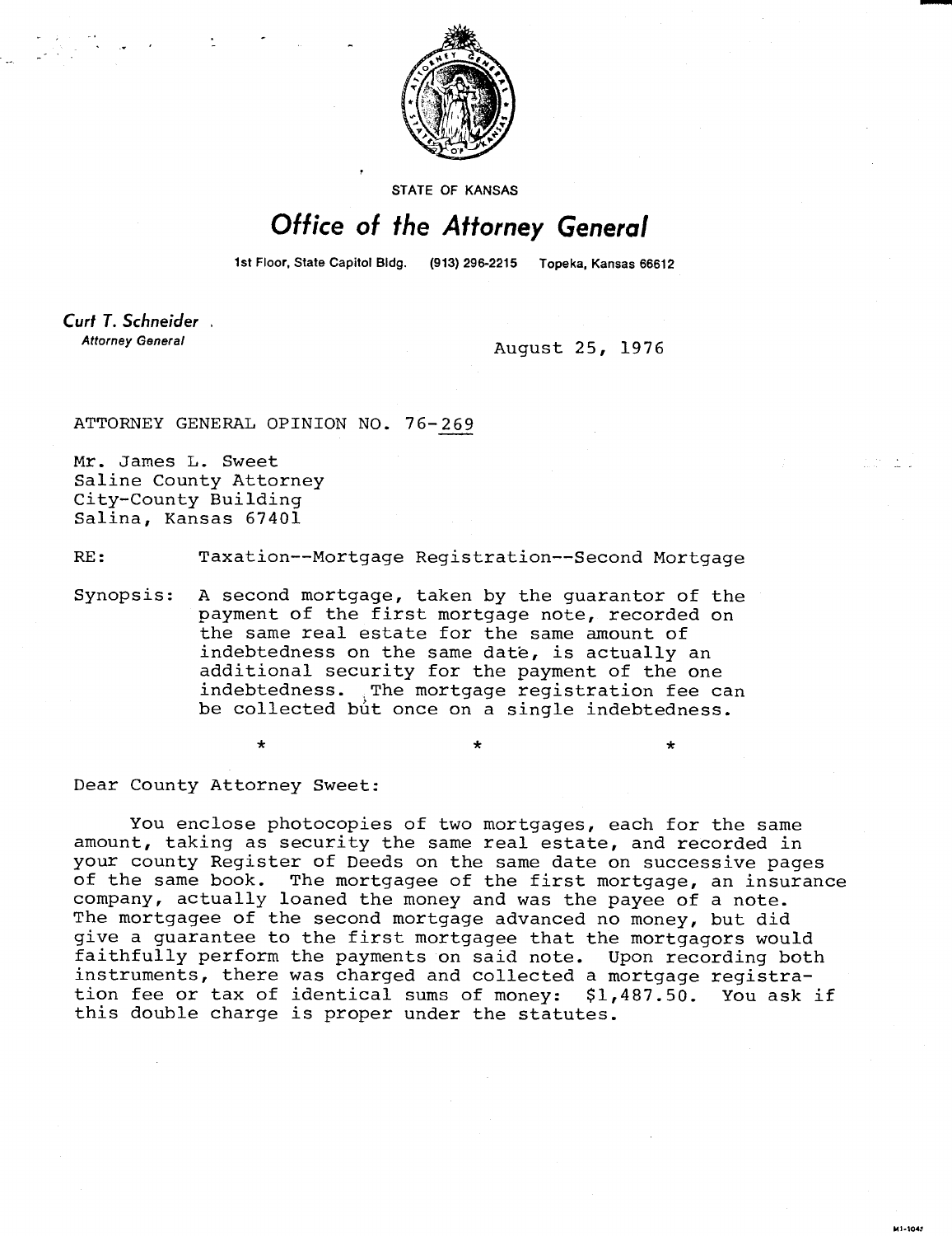STATE OF KANSAS

# Office of the Attorney General

1st Floor, State Capitol Bldg. (913) 296-2215 Topeka, Kansas 66612

**Curt T. Schneider**
*Attorney General*

August 25, 1976

ATTORNEY GENERAL OPINION NO. 76-269

Mr. James L. Sweet
Saline County Attorney
City-County Building
Salina, Kansas 67401

RE: Taxation--Mortgage Registration--Second Mortgage

Synopsis: A second mortgage, taken by the guarantor of the payment of the first mortgage note, recorded on the same real estate for the same amount of indebtedness on the same date, is actually an additional security for the payment of the one indebtedness. The mortgage registration fee can be collected but once on a single indebtedness.

\* \* \*

Dear County Attorney Sweet:

You enclose photocopies of two mortgages, each for the same amount, taking as security the same real estate, and recorded in your county Register of Deeds on the same date on successive pages of the same book. The mortgagee of the first mortgage, an insurance company, actually loaned the money and was the payee of a note. The mortgagee of the second mortgage advanced no money, but did give a guarantee to the first mortgagee that the mortgagors would faithfully perform the payments on said note. Upon recording both instruments, there was charged and collected a mortgage registration fee or tax of identical sums of money: $1,487.50. You ask if this double charge is proper under the statutes.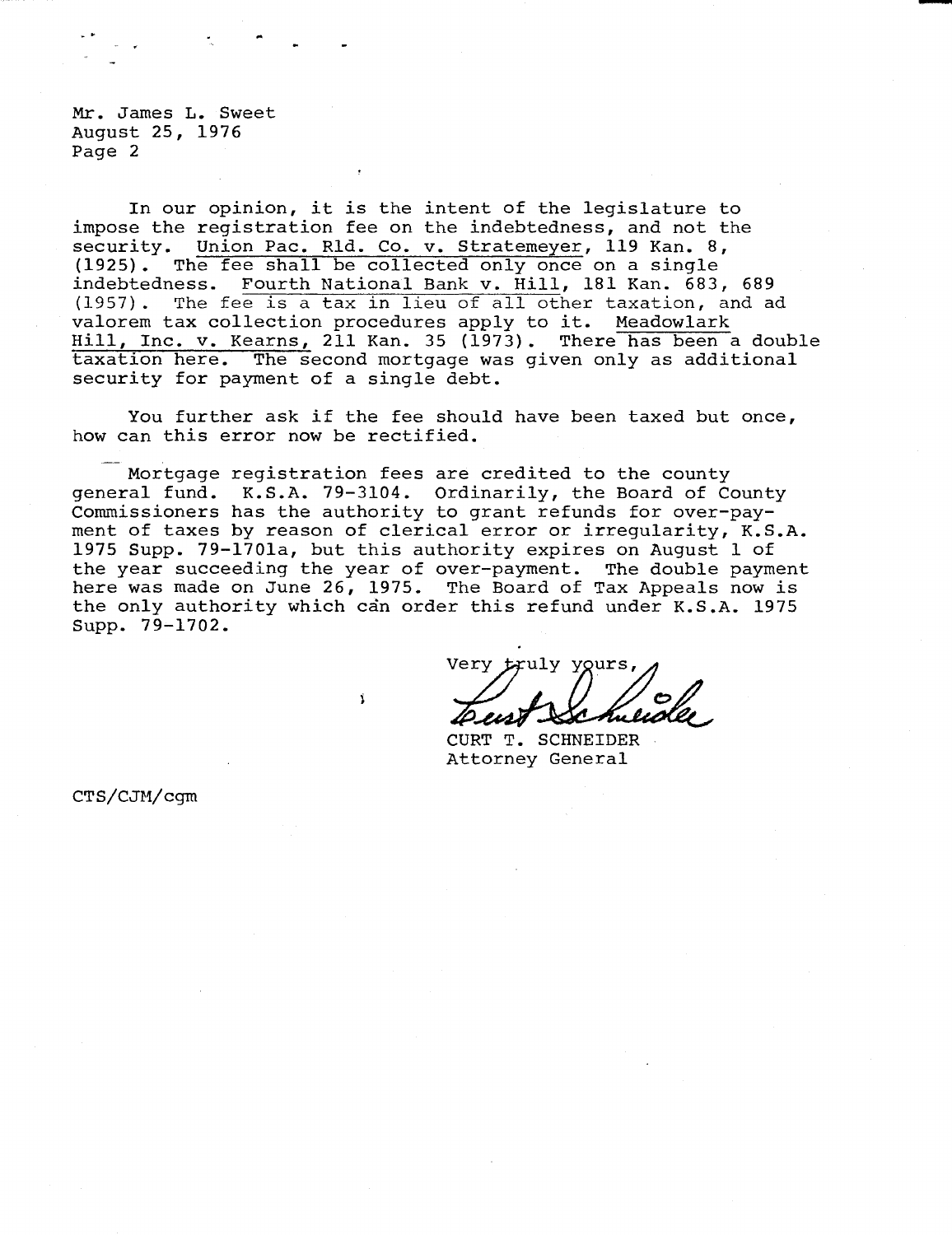Mr. James L. Sweet
August 25, 1976
Page 2

In our opinion, it is the intent of the legislature to impose the registration fee on the indebtedness, and not the security. Union Pac. Rld. Co. v. Stratemeyer, 119 Kan. 8, (1925). The fee shall be collected only once on a single indebtedness. Fourth National Bank v. Hill, 181 Kan. 683, 689 (1957). The fee is a tax in lieu of all other taxation, and ad valorem tax collection procedures apply to it. Meadowlark Hill, Inc. v. Kearns, 211 Kan. 35 (1973). There has been a double taxation here. The second mortgage was given only as additional security for payment of a single debt.

You further ask if the fee should have been taxed but once, how can this error now be rectified.

Mortgage registration fees are credited to the county general fund. K.S.A. 79-3104. Ordinarily, the Board of County Commissioners has the authority to grant refunds for over-payment of taxes by reason of clerical error or irregularity, K.S.A. 1975 Supp. 79-1701a, but this authority expires on August 1 of the year succeeding the year of over-payment. The double payment here was made on June 26, 1975. The Board of Tax Appeals now is the only authority which can order this refund under K.S.A. 1975 Supp. 79-1702.

Very truly yours,

CURT T. SCHNEIDER
Attorney General

CTS/CJM/cgm